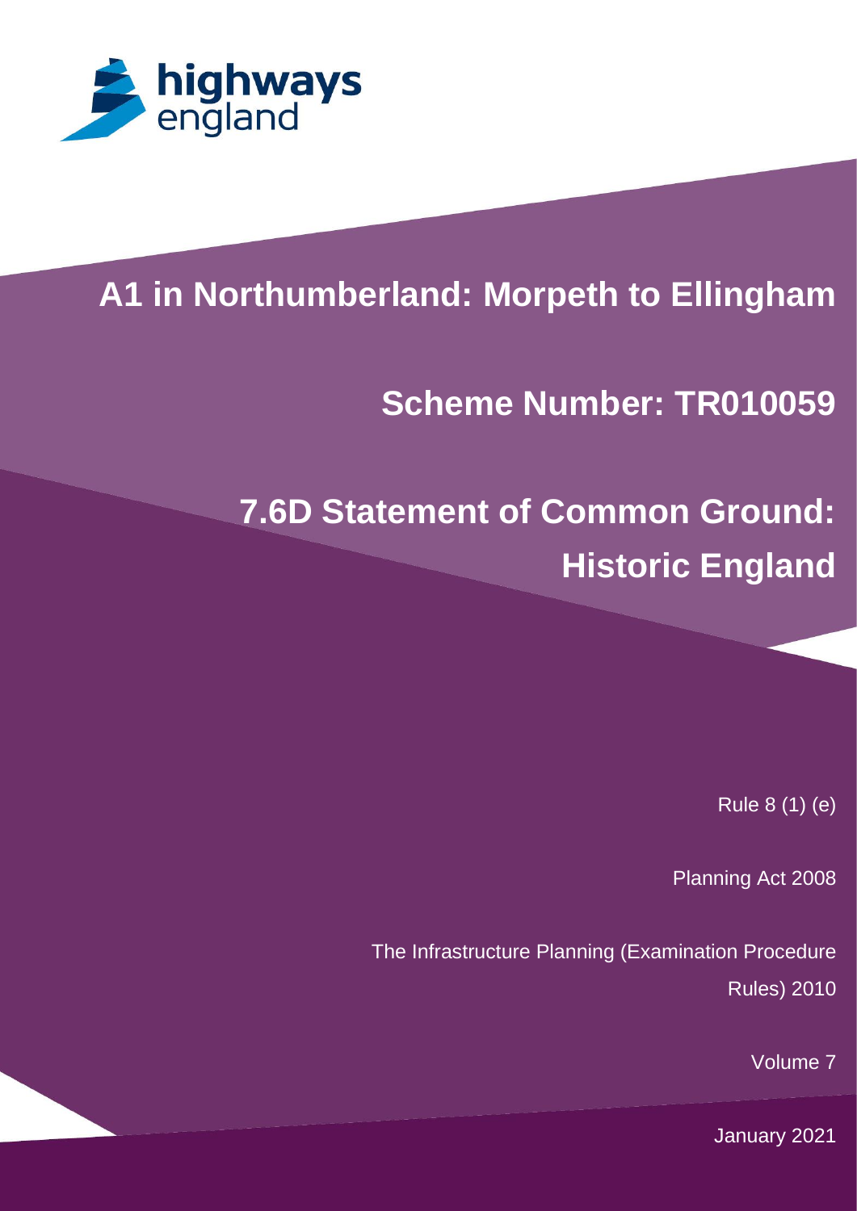highways england

# A1 in Northumberland: Morpeth to Ellingham

## Scheme Number: TR010059

# 7.6D Statement of Common Ground: Historic England

Rule 8 (1) (e)

Planning Act 2008

The Infrastructure Planning (Examination Procedure Rules) 2010

Volume 7

January 2021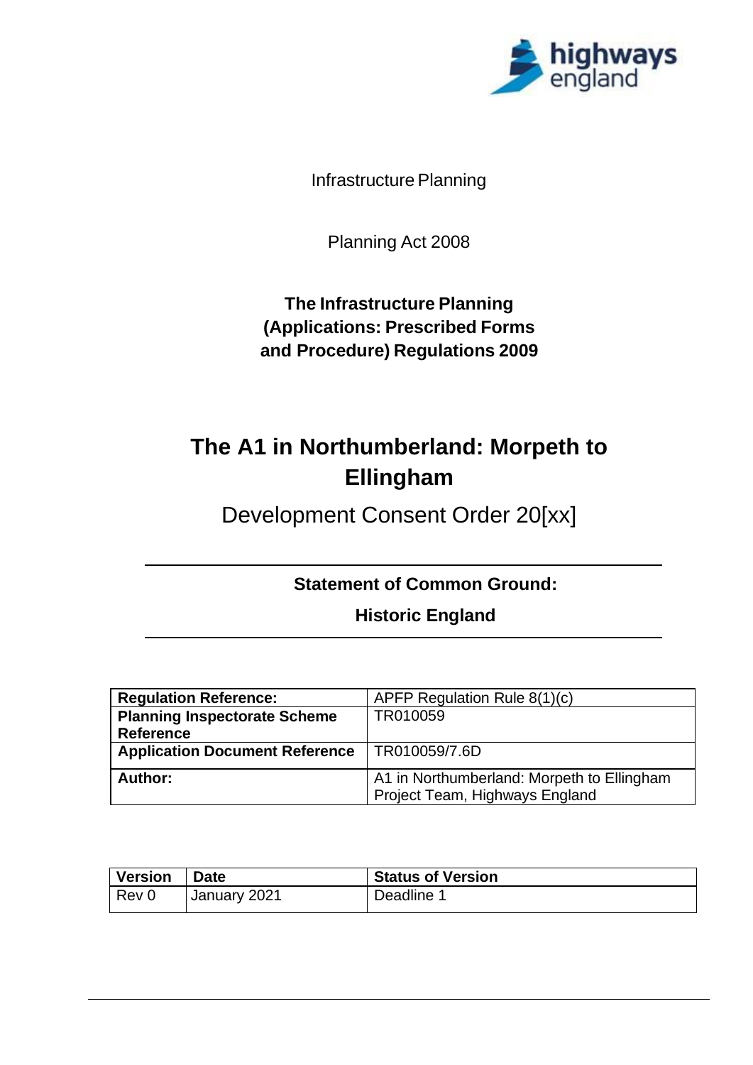Infrastructure Planning

Planning Act 2008

**The Infrastructure Planning (Applications: Prescribed Forms and Procedure) Regulations 2009**

# The A1 in Northumberland: Morpeth to Ellingham

## Development Consent Order 20[xx]

**Statement of Common Ground:**

**Historic England**

| **Regulation Reference:** | APFP Regulation Rule 8(1)(c) |
|---|---|
| **Planning Inspectorate Scheme Reference** | TR010059 |
| **Application Document Reference** | TR010059/7.6D |
| **Author:** | A1 in Northumberland: Morpeth to Ellingham Project Team, Highways England |

| **Version** | **Date** | **Status of Version** |
|---|---|---|
| Rev 0 | January 2021 | Deadline 1 |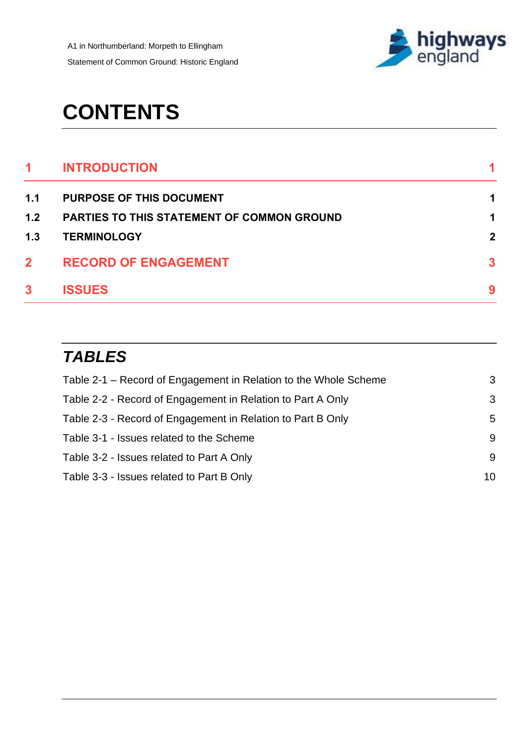# CONTENTS

| | | |
|---|---|---|
| **1** | **INTRODUCTION** | **1** |
| **1.1** | **PURPOSE OF THIS DOCUMENT** | **1** |
| **1.2** | **PARTIES TO THIS STATEMENT OF COMMON GROUND** | **1** |
| **1.3** | **TERMINOLOGY** | **2** |
| **2** | **RECORD OF ENGAGEMENT** | **3** |
| **3** | **ISSUES** | **9** |

## *TABLES*

| | |
|---|---|
| Table 2-1 – Record of Engagement in Relation to the Whole Scheme | 3 |
| Table 2-2 - Record of Engagement in Relation to Part A Only | 3 |
| Table 2-3 - Record of Engagement in Relation to Part B Only | 5 |
| Table 3-1 - Issues related to the Scheme | 9 |
| Table 3-2 - Issues related to Part A Only | 9 |
| Table 3-3 - Issues related to Part B Only | 10 |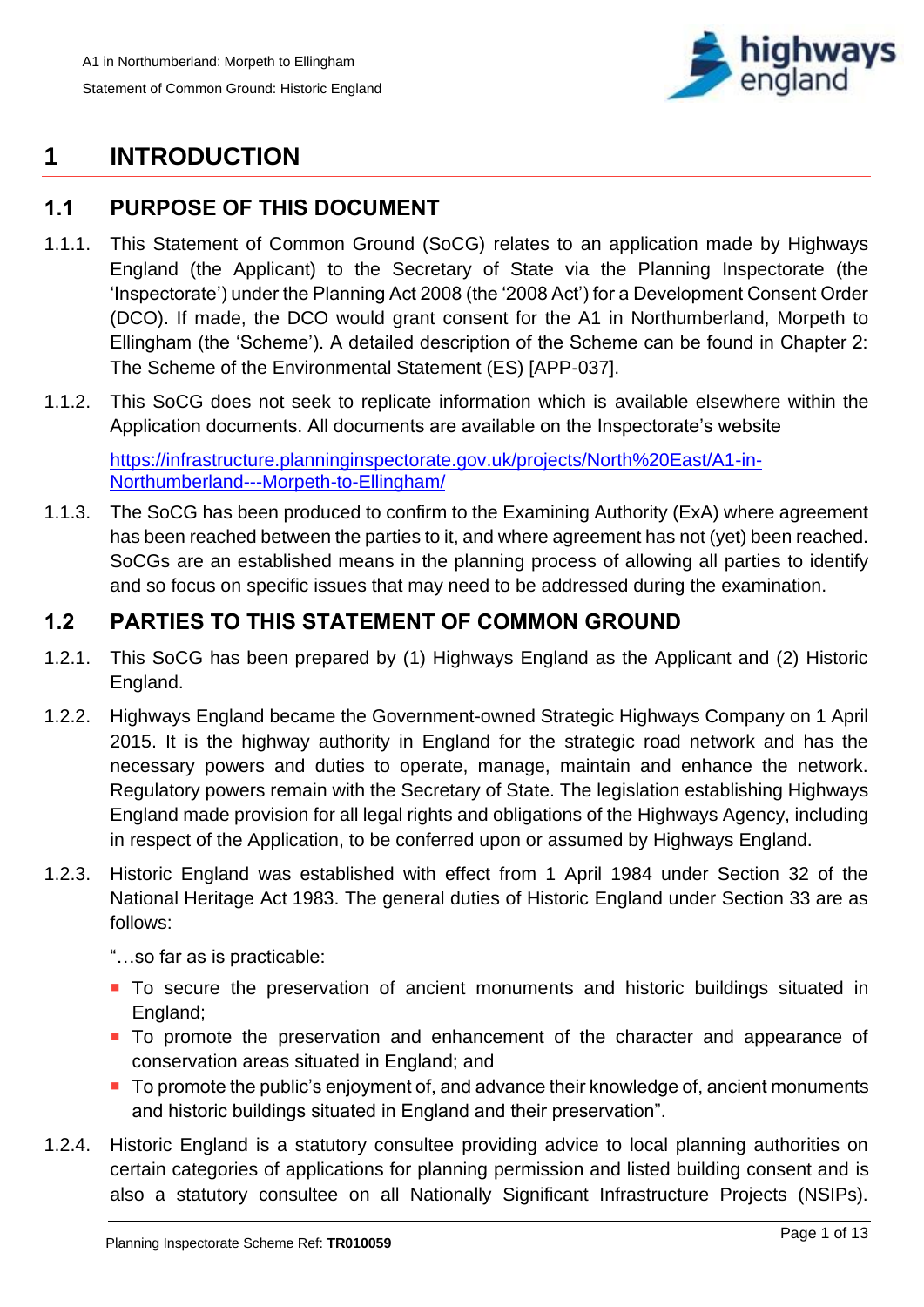# 1 INTRODUCTION

## 1.1 PURPOSE OF THIS DOCUMENT

1.1.1. This Statement of Common Ground (SoCG) relates to an application made by Highways England (the Applicant) to the Secretary of State via the Planning Inspectorate (the 'Inspectorate') under the Planning Act 2008 (the '2008 Act') for a Development Consent Order (DCO). If made, the DCO would grant consent for the A1 in Northumberland, Morpeth to Ellingham (the 'Scheme'). A detailed description of the Scheme can be found in Chapter 2: The Scheme of the Environmental Statement (ES) [APP-037].

1.1.2. This SoCG does not seek to replicate information which is available elsewhere within the Application documents. All documents are available on the Inspectorate's website

https://infrastructure.planninginspectorate.gov.uk/projects/North%20East/A1-in-Northumberland---Morpeth-to-Ellingham/

1.1.3. The SoCG has been produced to confirm to the Examining Authority (ExA) where agreement has been reached between the parties to it, and where agreement has not (yet) been reached. SoCGs are an established means in the planning process of allowing all parties to identify and so focus on specific issues that may need to be addressed during the examination.

## 1.2 PARTIES TO THIS STATEMENT OF COMMON GROUND

1.2.1. This SoCG has been prepared by (1) Highways England as the Applicant and (2) Historic England.

1.2.2. Highways England became the Government-owned Strategic Highways Company on 1 April 2015. It is the highway authority in England for the strategic road network and has the necessary powers and duties to operate, manage, maintain and enhance the network. Regulatory powers remain with the Secretary of State. The legislation establishing Highways England made provision for all legal rights and obligations of the Highways Agency, including in respect of the Application, to be conferred upon or assumed by Highways England.

1.2.3. Historic England was established with effect from 1 April 1984 under Section 32 of the National Heritage Act 1983. The general duties of Historic England under Section 33 are as follows:

"…so far as is practicable:

- To secure the preservation of ancient monuments and historic buildings situated in England;
- To promote the preservation and enhancement of the character and appearance of conservation areas situated in England; and
- To promote the public's enjoyment of, and advance their knowledge of, ancient monuments and historic buildings situated in England and their preservation".

1.2.4. Historic England is a statutory consultee providing advice to local planning authorities on certain categories of applications for planning permission and listed building consent and is also a statutory consultee on all Nationally Significant Infrastructure Projects (NSIPs).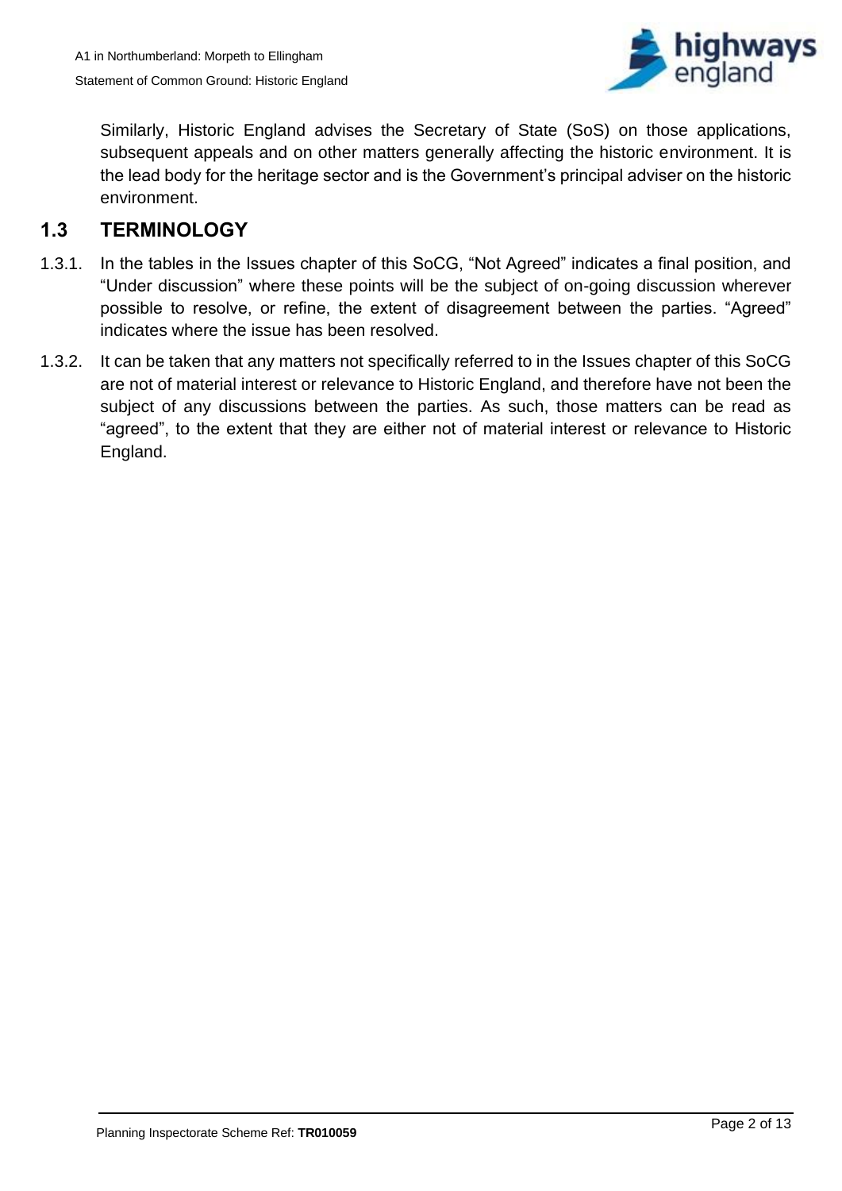Similarly, Historic England advises the Secretary of State (SoS) on those applications, subsequent appeals and on other matters generally affecting the historic environment. It is the lead body for the heritage sector and is the Government's principal adviser on the historic environment.

## 1.3 TERMINOLOGY

1.3.1. In the tables in the Issues chapter of this SoCG, "Not Agreed" indicates a final position, and "Under discussion" where these points will be the subject of on-going discussion wherever possible to resolve, or refine, the extent of disagreement between the parties. "Agreed" indicates where the issue has been resolved.

1.3.2. It can be taken that any matters not specifically referred to in the Issues chapter of this SoCG are not of material interest or relevance to Historic England, and therefore have not been the subject of any discussions between the parties. As such, those matters can be read as "agreed", to the extent that they are either not of material interest or relevance to Historic England.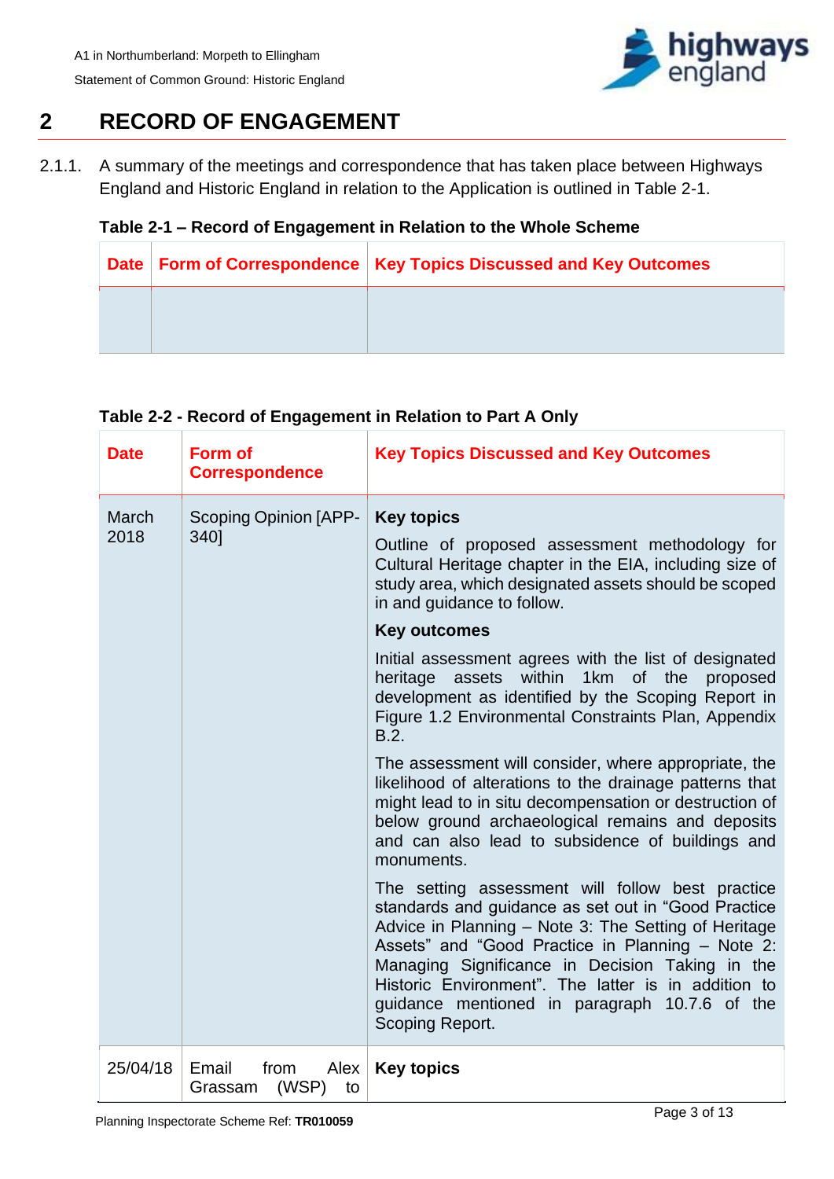## 2 RECORD OF ENGAGEMENT

2.1.1. A summary of the meetings and correspondence that has taken place between Highways England and Historic England in relation to the Application is outlined in Table 2-1.

**Table 2-1 – Record of Engagement in Relation to the Whole Scheme**

| Date | Form of Correspondence | Key Topics Discussed and Key Outcomes |
|---|---|---|
| | | |

**Table 2-2 - Record of Engagement in Relation to Part A Only**

| Date | Form of Correspondence | Key Topics Discussed and Key Outcomes |
|---|---|---|
| March 2018 | Scoping Opinion [APP-340] | **Key topics**<br><br>Outline of proposed assessment methodology for Cultural Heritage chapter in the EIA, including size of study area, which designated assets should be scoped in and guidance to follow.<br><br>**Key outcomes**<br><br>Initial assessment agrees with the list of designated heritage assets within 1km of the proposed development as identified by the Scoping Report in Figure 1.2 Environmental Constraints Plan, Appendix B.2.<br><br>The assessment will consider, where appropriate, the likelihood of alterations to the drainage patterns that might lead to in situ decompensation or destruction of below ground archaeological remains and deposits and can also lead to subsidence of buildings and monuments.<br><br>The setting assessment will follow best practice standards and guidance as set out in "Good Practice Advice in Planning – Note 3: The Setting of Heritage Assets" and "Good Practice in Planning – Note 2: Managing Significance in Decision Taking in the Historic Environment". The latter is in addition to guidance mentioned in paragraph 10.7.6 of the Scoping Report. |
| 25/04/18 | Email from Alex Grassam (WSP) to | **Key topics** |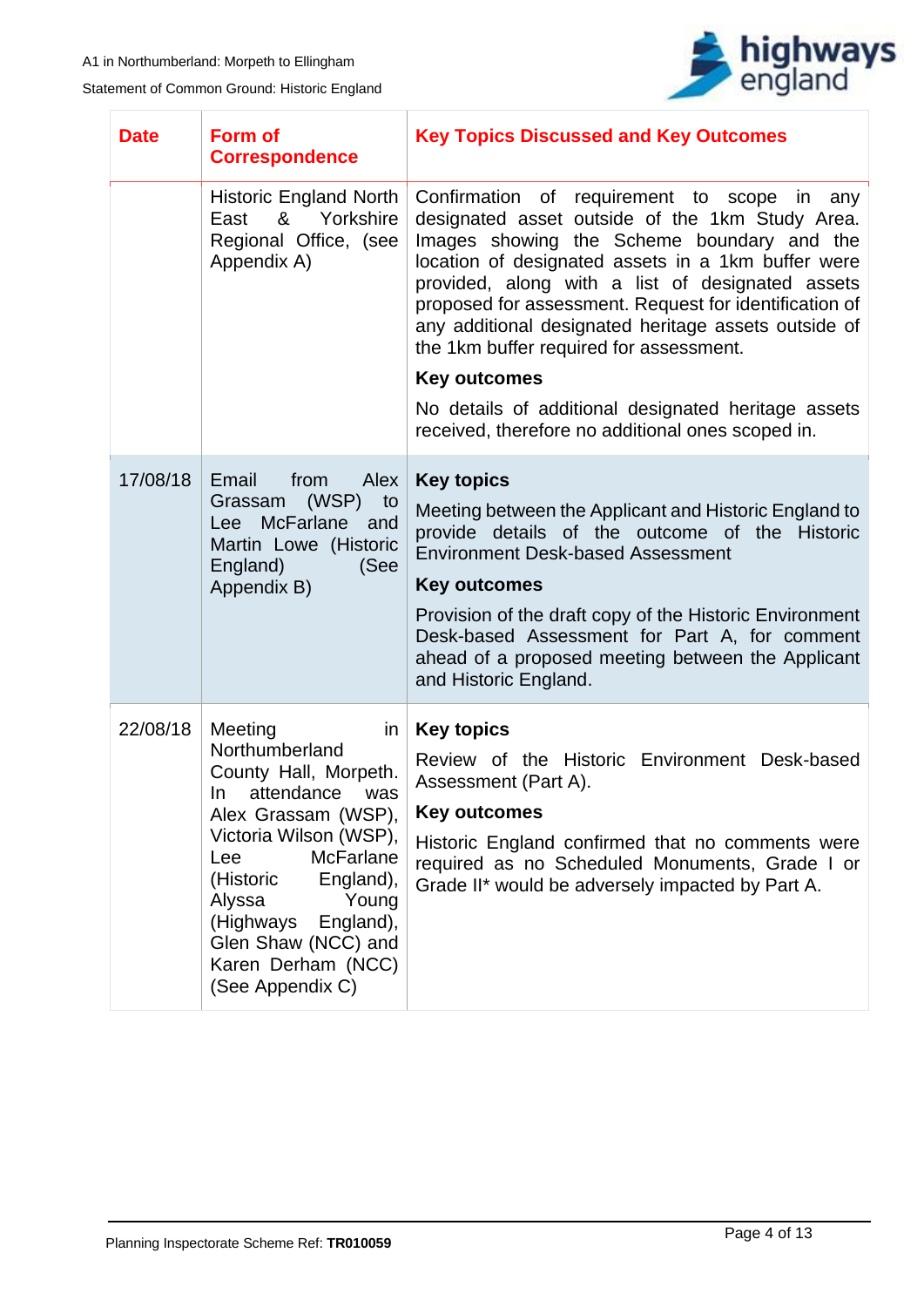| Date | Form of Correspondence | Key Topics Discussed and Key Outcomes |
|---|---|---|
| | Historic England North East & Yorkshire Regional Office, (see Appendix A) | Confirmation of requirement to scope in any designated asset outside of the 1km Study Area. Images showing the Scheme boundary and the location of designated assets in a 1km buffer were provided, along with a list of designated assets proposed for assessment. Request for identification of any additional designated heritage assets outside of the 1km buffer required for assessment.<br><br>**Key outcomes**<br><br>No details of additional designated heritage assets received, therefore no additional ones scoped in. |
| 17/08/18 | Email from Alex Grassam (WSP) to Lee McFarlane and Martin Lowe (Historic England) (See Appendix B) | **Key topics**<br><br>Meeting between the Applicant and Historic England to provide details of the outcome of the Historic Environment Desk-based Assessment<br><br>**Key outcomes**<br><br>Provision of the draft copy of the Historic Environment Desk-based Assessment for Part A, for comment ahead of a proposed meeting between the Applicant and Historic England. |
| 22/08/18 | Meeting in Northumberland County Hall, Morpeth. In attendance was Alex Grassam (WSP), Victoria Wilson (WSP), Lee McFarlane (Historic England), Alyssa Young (Highways England), Glen Shaw (NCC) and Karen Derham (NCC) (See Appendix C) | **Key topics**<br><br>Review of the Historic Environment Desk-based Assessment (Part A).<br><br>**Key outcomes**<br><br>Historic England confirmed that no comments were required as no Scheduled Monuments, Grade I or Grade II* would be adversely impacted by Part A. |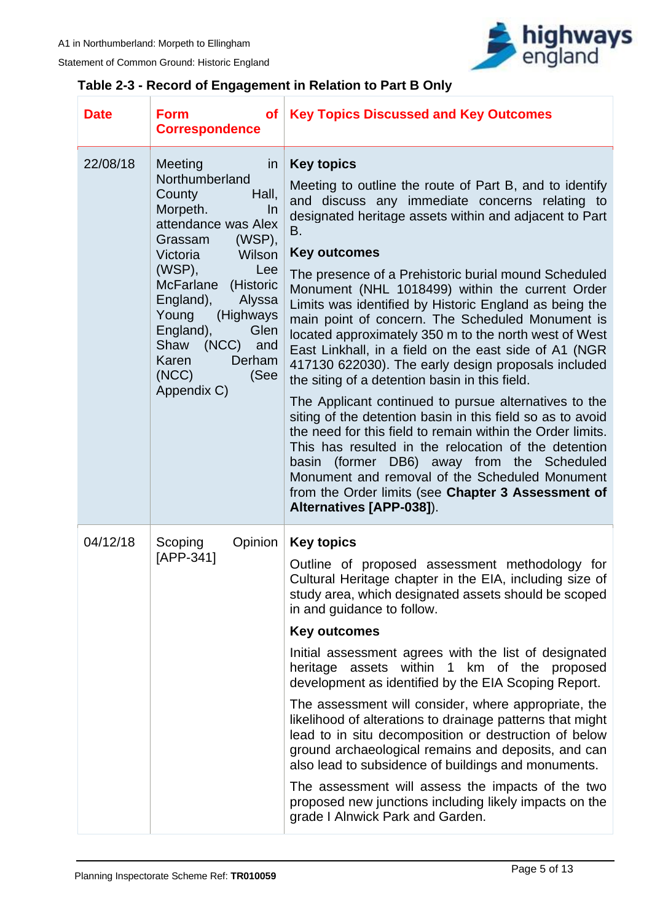**Table 2-3 - Record of Engagement in Relation to Part B Only**

| Date | Form of Correspondence | Key Topics Discussed and Key Outcomes |
|---|---|---|
| 22/08/18 | Meeting in Northumberland County Hall, Morpeth. In attendance was Alex Grassam (WSP), Victoria Wilson (WSP), Lee McFarlane (Historic England), Alyssa Young (Highways England), Glen Shaw (NCC) and Karen Derham (NCC) (See Appendix C) | **Key topics**<br><br>Meeting to outline the route of Part B, and to identify and discuss any immediate concerns relating to designated heritage assets within and adjacent to Part B.<br><br>**Key outcomes**<br><br>The presence of a Prehistoric burial mound Scheduled Monument (NHL 1018499) within the current Order Limits was identified by Historic England as being the main point of concern. The Scheduled Monument is located approximately 350 m to the north west of West East Linkhall, in a field on the east side of A1 (NGR 417130 622030). The early design proposals included the siting of a detention basin in this field.<br><br>The Applicant continued to pursue alternatives to the siting of the detention basin in this field so as to avoid the need for this field to remain within the Order limits. This has resulted in the relocation of the detention basin (former DB6) away from the Scheduled Monument and removal of the Scheduled Monument from the Order limits (see **Chapter 3 Assessment of Alternatives [APP-038]**). |
| 04/12/18 | Scoping Opinion [APP-341] | **Key topics**<br><br>Outline of proposed assessment methodology for Cultural Heritage chapter in the EIA, including size of study area, which designated assets should be scoped in and guidance to follow.<br><br>**Key outcomes**<br><br>Initial assessment agrees with the list of designated heritage assets within 1 km of the proposed development as identified by the EIA Scoping Report.<br><br>The assessment will consider, where appropriate, the likelihood of alterations to drainage patterns that might lead to in situ decomposition or destruction of below ground archaeological remains and deposits, and can also lead to subsidence of buildings and monuments.<br><br>The assessment will assess the impacts of the two proposed new junctions including likely impacts on the grade I Alnwick Park and Garden. |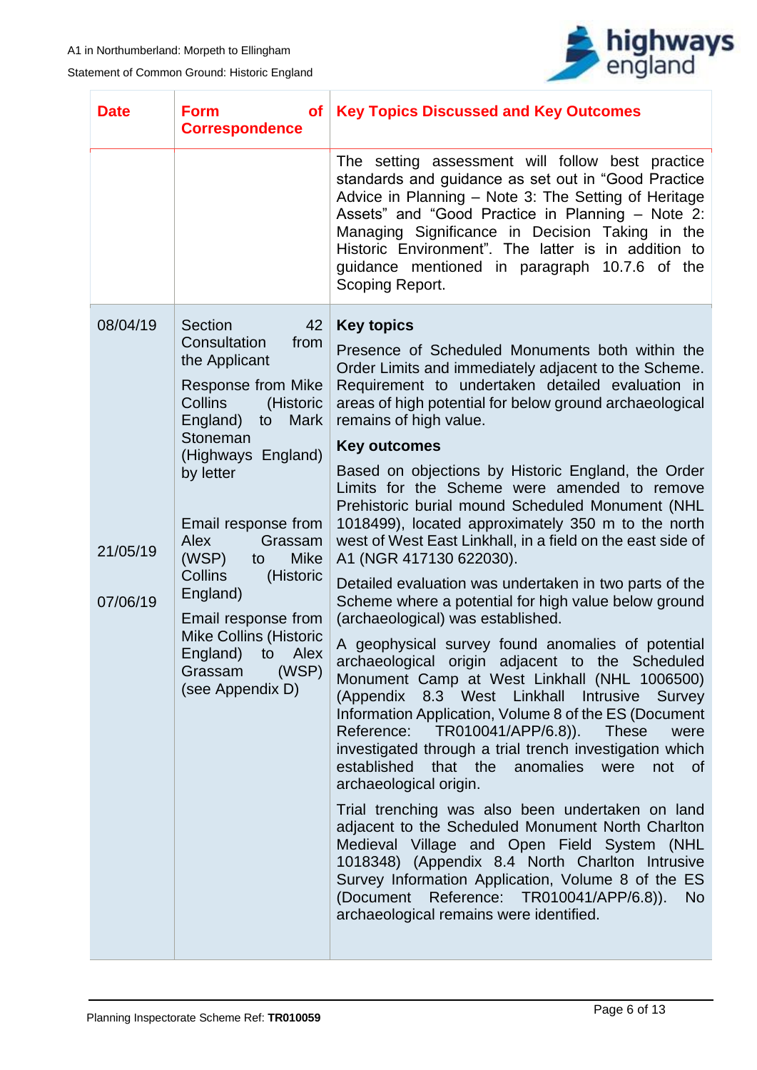| Date | Form of Correspondence | Key Topics Discussed and Key Outcomes |
|---|---|---|
| | | The setting assessment will follow best practice standards and guidance as set out in "Good Practice Advice in Planning – Note 3: The Setting of Heritage Assets" and "Good Practice in Planning – Note 2: Managing Significance in Decision Taking in the Historic Environment". The latter is in addition to guidance mentioned in paragraph 10.7.6 of the Scoping Report. |
| 08/04/19<br><br>21/05/19<br><br>07/06/19 | Section 42 Consultation from the Applicant<br><br>Response from Mike Collins (Historic England) to Mark Stoneman (Highways England) by letter<br><br>Email response from Alex Grassam (WSP) to Mike Collins (Historic England)<br><br>Email response from Mike Collins (Historic England) to Alex Grassam (WSP) (see Appendix D) | **Key topics**<br><br>Presence of Scheduled Monuments both within the Order Limits and immediately adjacent to the Scheme. Requirement to undertake detailed evaluation in areas of high potential for below ground archaeological remains of high value.<br><br>**Key outcomes**<br><br>Based on objections by Historic England, the Order Limits for the Scheme were amended to remove Prehistoric burial mound Scheduled Monument (NHL 1018499), located approximately 350 m to the north west of West East Linkhall, in a field on the east side of A1 (NGR 417130 622030).<br><br>Detailed evaluation was undertaken in two parts of the Scheme where a potential for high value below ground (archaeological) was established.<br><br>A geophysical survey found anomalies of potential archaeological origin adjacent to the Scheduled Monument Camp at West Linkhall (NHL 1006500) (Appendix 8.3 West Linkhall Intrusive Survey Information Application, Volume 8 of the ES (Document Reference: TR010041/APP/6.8)). These were investigated through a trial trench investigation which established that the anomalies were not of archaeological origin.<br><br>Trial trenching was also been undertaken on land adjacent to the Scheduled Monument North Charlton Medieval Village and Open Field System (NHL 1018348) (Appendix 8.4 North Charlton Intrusive Survey Information Application, Volume 8 of the ES (Document Reference: TR010041/APP/6.8)). No archaeological remains were identified. |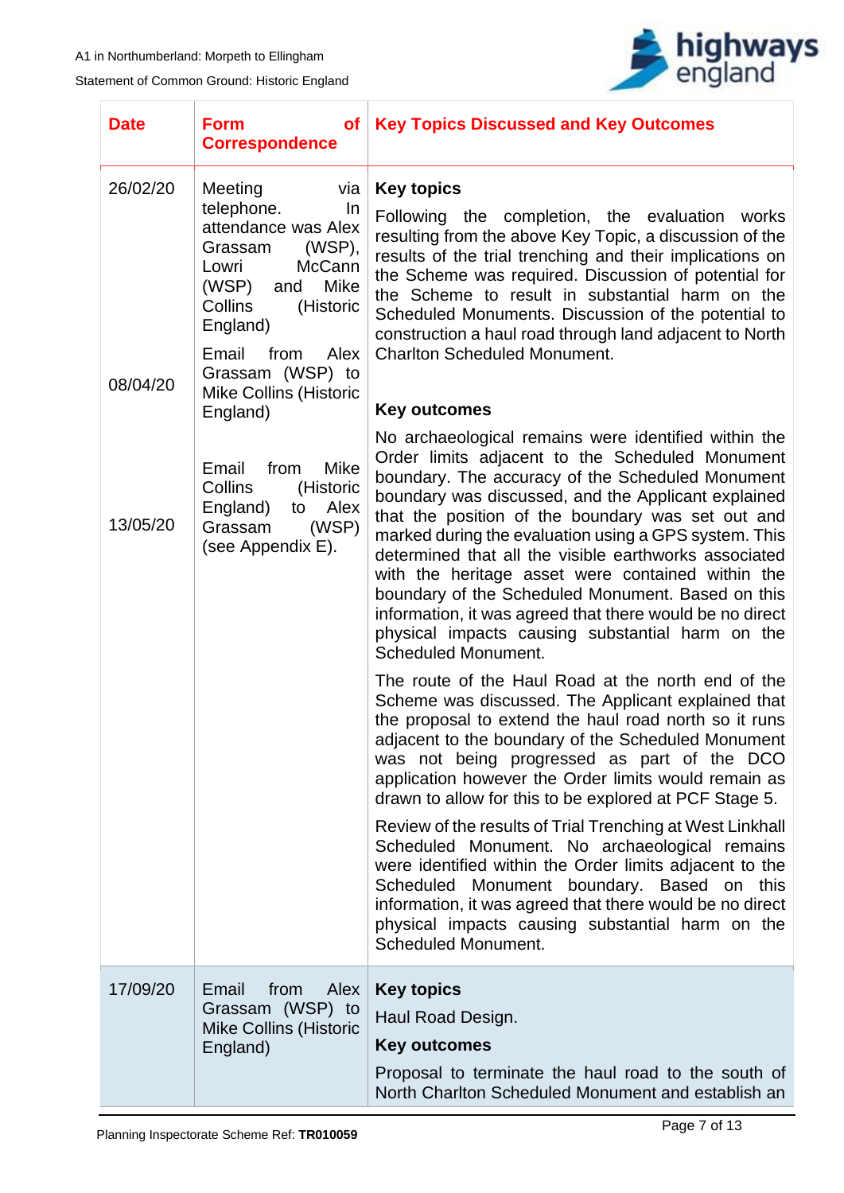| Date | Form of Correspondence | Key Topics Discussed and Key Outcomes |
|---|---|---|
| 26/02/20<br><br>08/04/20<br><br>13/05/20 | Meeting via telephone. In attendance was Alex Grassam (WSP), Lowri McCann (WSP) and Mike Collins (Historic England)<br><br>Email from Alex Grassam (WSP) to Mike Collins (Historic England)<br><br>Email from Mike Collins (Historic England) to Alex Grassam (WSP) (see Appendix E). | **Key topics**<br><br>Following the completion, the evaluation works resulting from the above Key Topic, a discussion of the results of the trial trenching and their implications on the Scheme was required. Discussion of potential for the Scheme to result in substantial harm on the Scheduled Monuments. Discussion of the potential to construction a haul road through land adjacent to North Charlton Scheduled Monument.<br><br>**Key outcomes**<br><br>No archaeological remains were identified within the Order limits adjacent to the Scheduled Monument boundary. The accuracy of the Scheduled Monument boundary was discussed, and the Applicant explained that the position of the boundary was set out and marked during the evaluation using a GPS system. This determined that all the visible earthworks associated with the heritage asset were contained within the boundary of the Scheduled Monument. Based on this information, it was agreed that there would be no direct physical impacts causing substantial harm on the Scheduled Monument.<br><br>The route of the Haul Road at the north end of the Scheme was discussed. The Applicant explained that the proposal to extend the haul road north so it runs adjacent to the boundary of the Scheduled Monument was not being progressed as part of the DCO application however the Order limits would remain as drawn to allow for this to be explored at PCF Stage 5.<br><br>Review of the results of Trial Trenching at West Linkhall Scheduled Monument. No archaeological remains were identified within the Order limits adjacent to the Scheduled Monument boundary. Based on this information, it was agreed that there would be no direct physical impacts causing substantial harm on the Scheduled Monument. |
| 17/09/20 | Email from Alex Grassam (WSP) to Mike Collins (Historic England) | **Key topics**<br><br>Haul Road Design.<br><br>**Key outcomes**<br><br>Proposal to terminate the haul road to the south of North Charlton Scheduled Monument and establish an |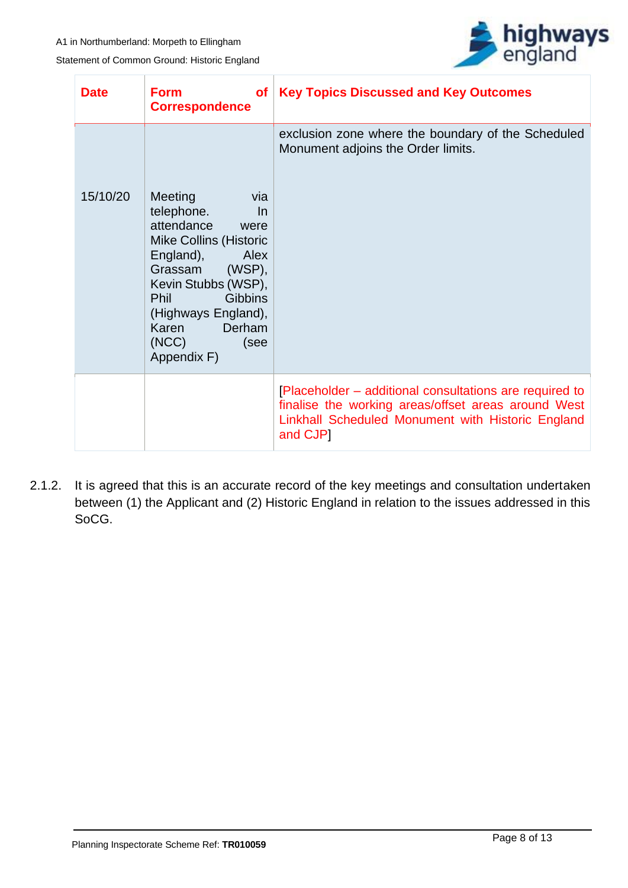| Date | Form of Correspondence | Key Topics Discussed and Key Outcomes |
|---|---|---|
| 15/10/20 | Meeting via telephone. In attendance were Mike Collins (Historic England), Alex Grassam (WSP), Kevin Stubbs (WSP), Phil Gibbins (Highways England), Karen Derham (NCC) (see Appendix F) | exclusion zone where the boundary of the Scheduled Monument adjoins the Order limits. |
| | | [Placeholder – additional consultations are required to finalise the working areas/offset areas around West Linkhall Scheduled Monument with Historic England and CJP] |

2.1.2. It is agreed that this is an accurate record of the key meetings and consultation undertaken between (1) the Applicant and (2) Historic England in relation to the issues addressed in this SoCG.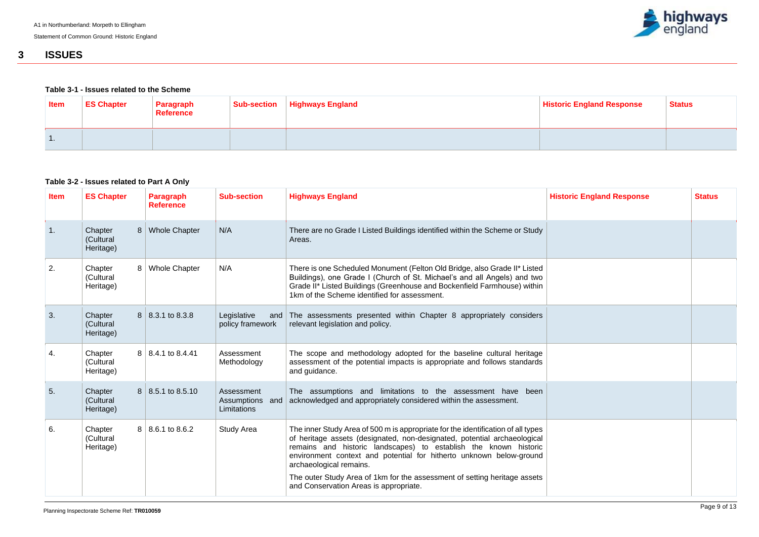# 3 ISSUES

**Table 3-1 - Issues related to the Scheme**

| Item | ES Chapter | Paragraph Reference | Sub-section | Highways England | Historic England Response | Status |
|---|---|---|---|---|---|---|
| 1. | | | | | | |

**Table 3-2 - Issues related to Part A Only**

| Item | ES Chapter | Paragraph Reference | Sub-section | Highways England | Historic England Response | Status |
|---|---|---|---|---|---|---|
| 1. | Chapter 8 (Cultural Heritage) | Whole Chapter | N/A | There are no Grade I Listed Buildings identified within the Scheme or Study Areas. | | |
| 2. | Chapter 8 (Cultural Heritage) | Whole Chapter | N/A | There is one Scheduled Monument (Felton Old Bridge, also Grade II* Listed Buildings), one Grade I (Church of St. Michael's and all Angels) and two Grade II* Listed Buildings (Greenhouse and Bockenfield Farmhouse) within 1km of the Scheme identified for assessment. | | |
| 3. | Chapter 8 (Cultural Heritage) | 8.3.1 to 8.3.8 | Legislative and policy framework | The assessments presented within Chapter 8 appropriately considers relevant legislation and policy. | | |
| 4. | Chapter 8 (Cultural Heritage) | 8.4.1 to 8.4.41 | Assessment Methodology | The scope and methodology adopted for the baseline cultural heritage assessment of the potential impacts is appropriate and follows standards and guidance. | | |
| 5. | Chapter 8 (Cultural Heritage) | 8.5.1 to 8.5.10 | Assessment Assumptions and Limitations | The assumptions and limitations to the assessment have been acknowledged and appropriately considered within the assessment. | | |
| 6. | Chapter 8 (Cultural Heritage) | 8.6.1 to 8.6.2 | Study Area | The inner Study Area of 500 m is appropriate for the identification of all types of heritage assets (designated, non-designated, potential archaeological remains and historic landscapes) to establish the known historic environment context and potential for hitherto unknown below-ground archaeological remains.<br><br>The outer Study Area of 1km for the assessment of setting heritage assets and Conservation Areas is appropriate. | | |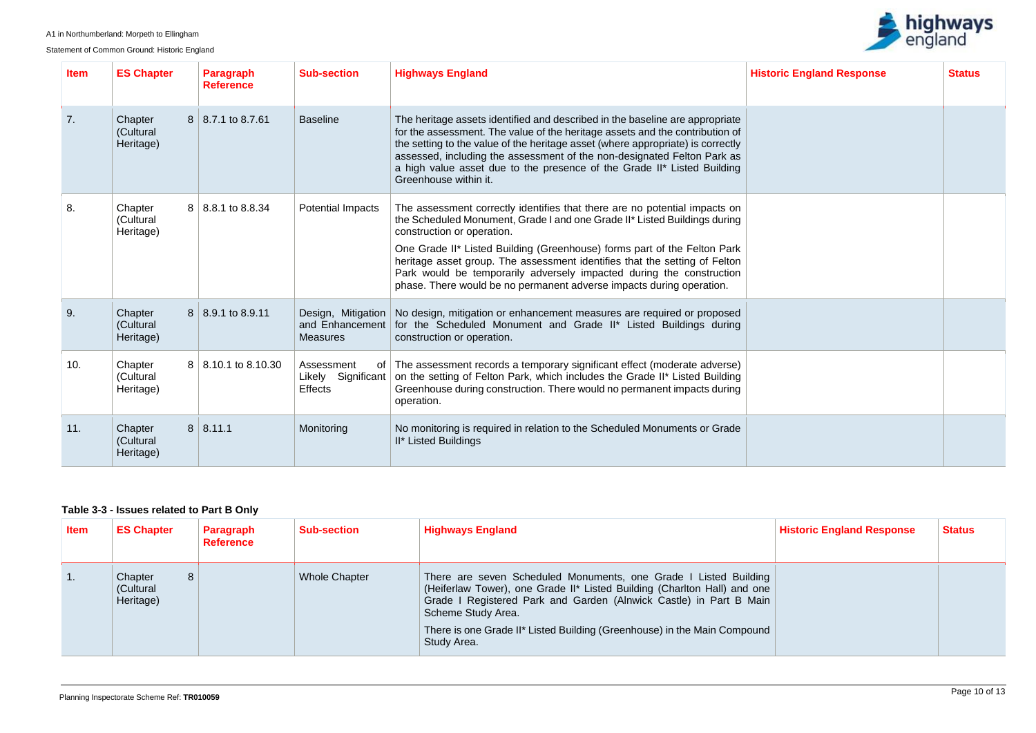| Item | ES Chapter | Paragraph Reference | Sub-section | Highways England | Historic England Response | Status |
|---|---|---|---|---|---|---|
| 7. | Chapter 8 (Cultural Heritage) | 8.7.1 to 8.7.61 | Baseline | The heritage assets identified and described in the baseline are appropriate for the assessment. The value of the heritage assets and the contribution of the setting to the value of the heritage asset (where appropriate) is correctly assessed, including the assessment of the non-designated Felton Park as a high value asset due to the presence of the Grade II* Listed Building Greenhouse within it. | | |
| 8. | Chapter 8 (Cultural Heritage) | 8.8.1 to 8.8.34 | Potential Impacts | The assessment correctly identifies that there are no potential impacts on the Scheduled Monument, Grade I and one Grade II* Listed Buildings during construction or operation.<br><br>One Grade II* Listed Building (Greenhouse) forms part of the Felton Park heritage asset group. The assessment identifies that the setting of Felton Park would be temporarily adversely impacted during the construction phase. There would be no permanent adverse impacts during operation. | | |
| 9. | Chapter 8 (Cultural Heritage) | 8.9.1 to 8.9.11 | Design, Mitigation and Enhancement Measures | No design, mitigation or enhancement measures are required or proposed for the Scheduled Monument and Grade II* Listed Buildings during construction or operation. | | |
| 10. | Chapter 8 (Cultural Heritage) | 8.10.1 to 8.10.30 | Assessment of Likely Significant Effects | The assessment records a temporary significant effect (moderate adverse) on the setting of Felton Park, which includes the Grade II* Listed Building Greenhouse during construction. There would no permanent impacts during operation. | | |
| 11. | Chapter 8 (Cultural Heritage) | 8.11.1 | Monitoring | No monitoring is required in relation to the Scheduled Monuments or Grade II* Listed Buildings | | |

**Table 3-3 - Issues related to Part B Only**

| Item | ES Chapter | Paragraph Reference | Sub-section | Highways England | Historic England Response | Status |
|---|---|---|---|---|---|---|
| 1. | Chapter 8 (Cultural Heritage) | | Whole Chapter | There are seven Scheduled Monuments, one Grade I Listed Building (Heiferlaw Tower), one Grade II* Listed Building (Charlton Hall) and one Grade I Registered Park and Garden (Alnwick Castle) in Part B Main Scheme Study Area.<br><br>There is one Grade II* Listed Building (Greenhouse) in the Main Compound Study Area. | | |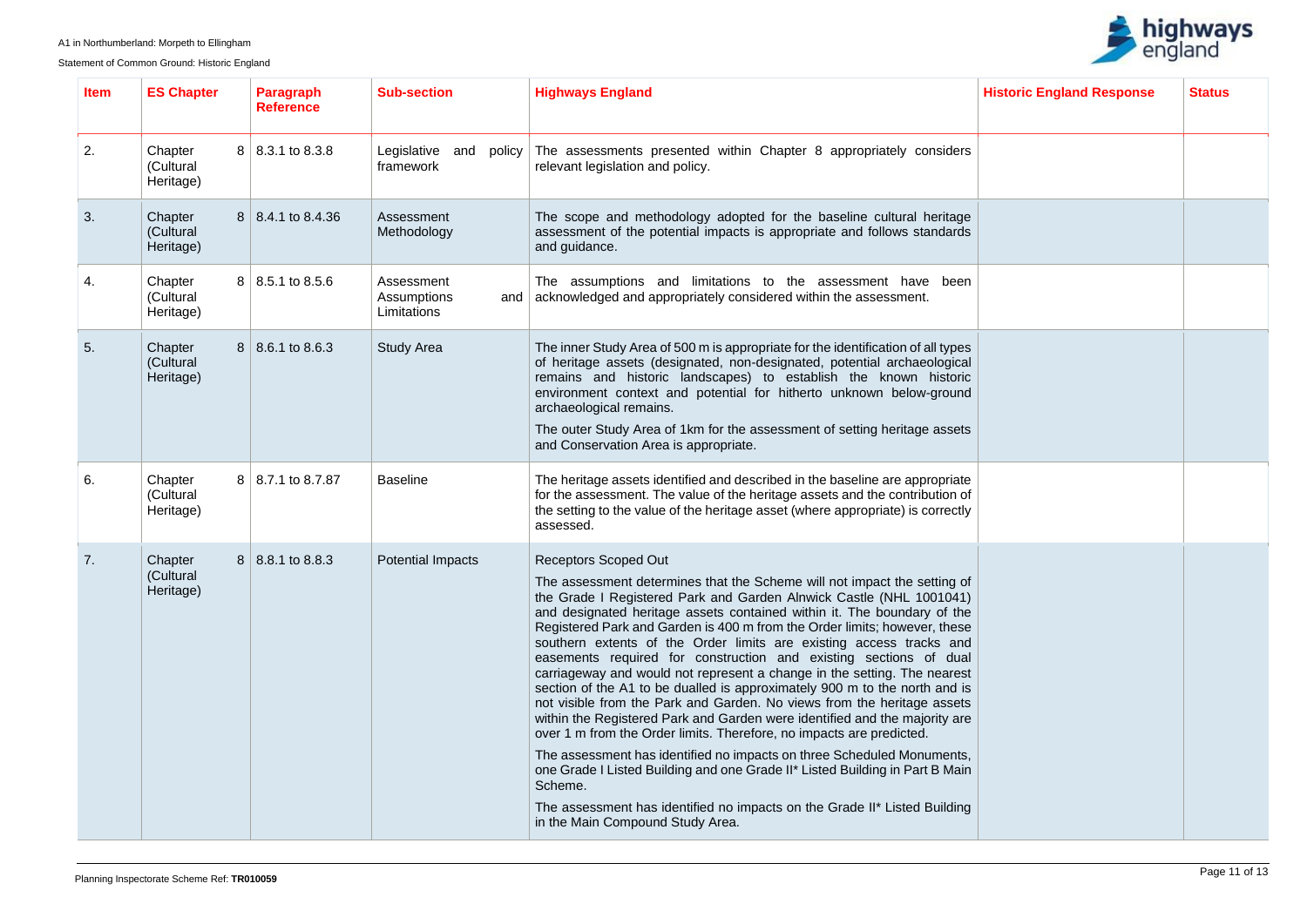| Item | ES Chapter | Paragraph Reference | Sub-section | Highways England | Historic England Response | Status |
|---|---|---|---|---|---|---|
| 2. | Chapter 8 (Cultural Heritage) | 8.3.1 to 8.3.8 | Legislative and policy framework | The assessments presented within Chapter 8 appropriately considers relevant legislation and policy. | | |
| 3. | Chapter 8 (Cultural Heritage) | 8.4.1 to 8.4.36 | Assessment Methodology | The scope and methodology adopted for the baseline cultural heritage assessment of the potential impacts is appropriate and follows standards and guidance. | | |
| 4. | Chapter 8 (Cultural Heritage) | 8.5.1 to 8.5.6 | Assessment Assumptions and Limitations | The assumptions and limitations to the assessment have been acknowledged and appropriately considered within the assessment. | | |
| 5. | Chapter 8 (Cultural Heritage) | 8.6.1 to 8.6.3 | Study Area | The inner Study Area of 500 m is appropriate for the identification of all types of heritage assets (designated, non-designated, potential archaeological remains and historic landscapes) to establish the known historic environment context and potential for hitherto unknown below-ground archaeological remains.<br><br>The outer Study Area of 1km for the assessment of setting heritage assets and Conservation Area is appropriate. | | |
| 6. | Chapter 8 (Cultural Heritage) | 8.7.1 to 8.7.87 | Baseline | The heritage assets identified and described in the baseline are appropriate for the assessment. The value of the heritage assets and the contribution of the setting to the value of the heritage asset (where appropriate) is correctly assessed. | | |
| 7. | Chapter 8 (Cultural Heritage) | 8.8.1 to 8.8.3 | Potential Impacts | Receptors Scoped Out<br><br>The assessment determines that the Scheme will not impact the setting of the Grade I Registered Park and Garden Alnwick Castle (NHL 1001041) and designated heritage assets contained within it. The boundary of the Registered Park and Garden is 400 m from the Order limits; however, these southern extents of the Order limits are existing access tracks and easements required for construction and existing sections of dual carriageway and would not represent a change in the setting. The nearest section of the A1 to be dualled is approximately 900 m to the north and is not visible from the Park and Garden. No views from the heritage assets within the Registered Park and Garden were identified and the majority are over 1 m from the Order limits. Therefore, no impacts are predicted.<br><br>The assessment has identified no impacts on three Scheduled Monuments, one Grade I Listed Building and one Grade II* Listed Building in Part B Main Scheme.<br><br>The assessment has identified no impacts on the Grade II* Listed Building in the Main Compound Study Area. | | |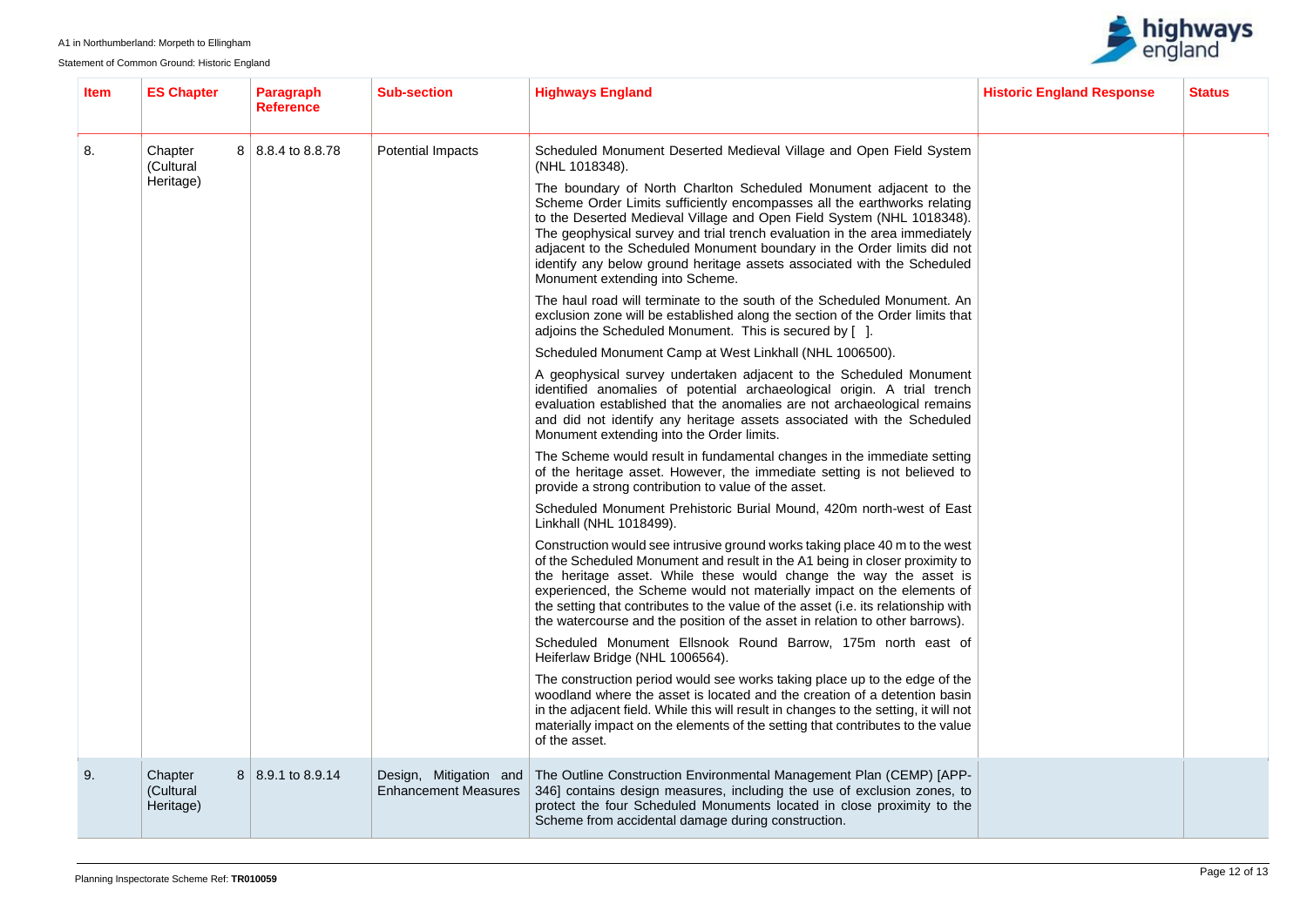| Item | ES Chapter | Paragraph Reference | Sub-section | Highways England | Historic England Response | Status |
|---|---|---|---|---|---|---|
| 8. | Chapter 8 (Cultural Heritage) | 8.8.4 to 8.8.78 | Potential Impacts | Scheduled Monument Deserted Medieval Village and Open Field System (NHL 1018348).<br><br>The boundary of North Charlton Scheduled Monument adjacent to the Scheme Order Limits sufficiently encompasses all the earthworks relating to the Deserted Medieval Village and Open Field System (NHL 1018348). The geophysical survey and trial trench evaluation in the area immediately adjacent to the Scheduled Monument boundary in the Order limits did not identify any below ground heritage assets associated with the Scheduled Monument extending into Scheme.<br><br>The haul road will terminate to the south of the Scheduled Monument. An exclusion zone will be established along the section of the Order limits that adjoins the Scheduled Monument. This is secured by [ ].<br><br>Scheduled Monument Camp at West Linkhall (NHL 1006500).<br><br>A geophysical survey undertaken adjacent to the Scheduled Monument identified anomalies of potential archaeological origin. A trial trench evaluation established that the anomalies are not archaeological remains and did not identify any heritage assets associated with the Scheduled Monument extending into the Order limits.<br><br>The Scheme would result in fundamental changes in the immediate setting of the heritage asset. However, the immediate setting is not believed to provide a strong contribution to value of the asset.<br><br>Scheduled Monument Prehistoric Burial Mound, 420m north-west of East Linkhall (NHL 1018499).<br><br>Construction would see intrusive ground works taking place 40 m to the west of the Scheduled Monument and result in the A1 being in closer proximity to the heritage asset. While these would change the way the asset is experienced, the Scheme would not materially impact on the elements of the setting that contributes to the value of the asset (i.e. its relationship with the watercourse and the position of the asset in relation to other barrows).<br><br>Scheduled Monument Ellsnook Round Barrow, 175m north east of Heiferlaw Bridge (NHL 1006564).<br><br>The construction period would see works taking place up to the edge of the woodland where the asset is located and the creation of a detention basin in the adjacent field. While this will result in changes to the setting, it will not materially impact on the elements of the setting that contributes to the value of the asset. | | |
| 9. | Chapter 8 (Cultural Heritage) | 8.9.1 to 8.9.14 | Design, Mitigation and Enhancement Measures | The Outline Construction Environmental Management Plan (CEMP) [APP-346] contains design measures, including the use of exclusion zones, to protect the four Scheduled Monuments located in close proximity to the Scheme from accidental damage during construction. | | |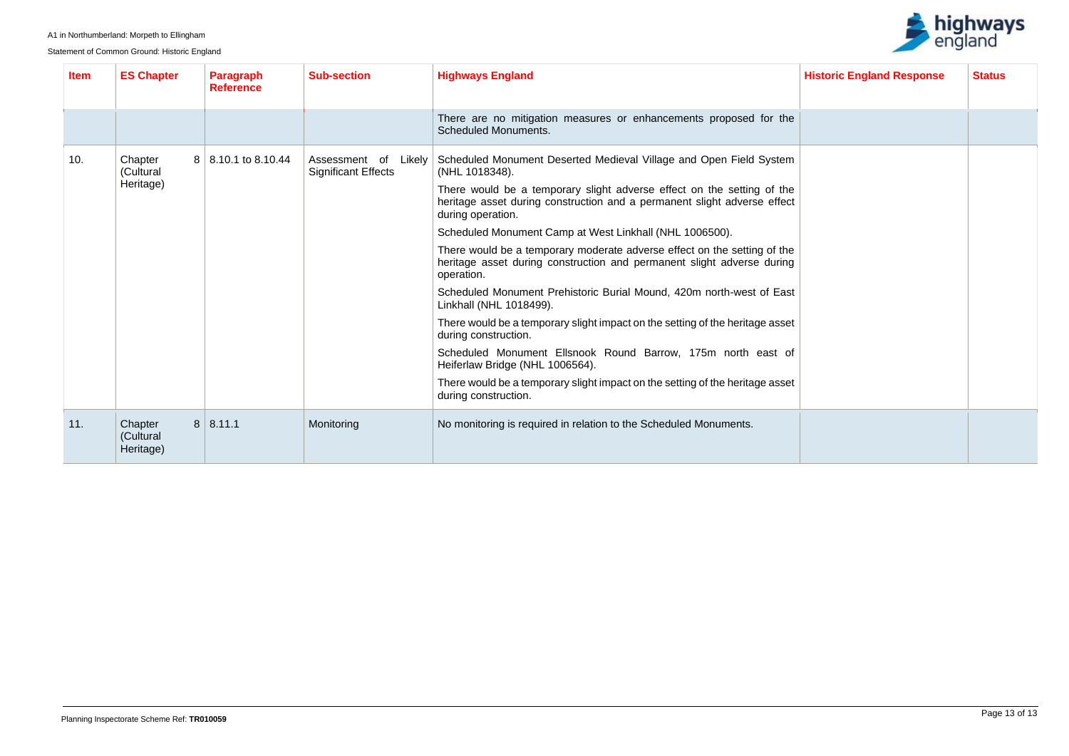| Item | ES Chapter | Paragraph Reference | Sub-section | Highways England | Historic England Response | Status |
|---|---|---|---|---|---|---|
| | | | | There are no mitigation measures or enhancements proposed for the Scheduled Monuments. | | |
| 10. | Chapter 8 (Cultural Heritage) | 8.10.1 to 8.10.44 | Assessment of Likely Significant Effects | Scheduled Monument Deserted Medieval Village and Open Field System (NHL 1018348).<br><br>There would be a temporary slight adverse effect on the setting of the heritage asset during construction and a permanent slight adverse effect during operation.<br><br>Scheduled Monument Camp at West Linkhall (NHL 1006500).<br><br>There would be a temporary moderate adverse effect on the setting of the heritage asset during construction and permanent slight adverse during operation.<br><br>Scheduled Monument Prehistoric Burial Mound, 420m north-west of East Linkhall (NHL 1018499).<br><br>There would be a temporary slight impact on the setting of the heritage asset during construction.<br><br>Scheduled Monument Ellsnook Round Barrow, 175m north east of Heiferlaw Bridge (NHL 1006564).<br><br>There would be a temporary slight impact on the setting of the heritage asset during construction. | | |
| 11. | Chapter 8 (Cultural Heritage) | 8.11.1 | Monitoring | No monitoring is required in relation to the Scheduled Monuments. | | |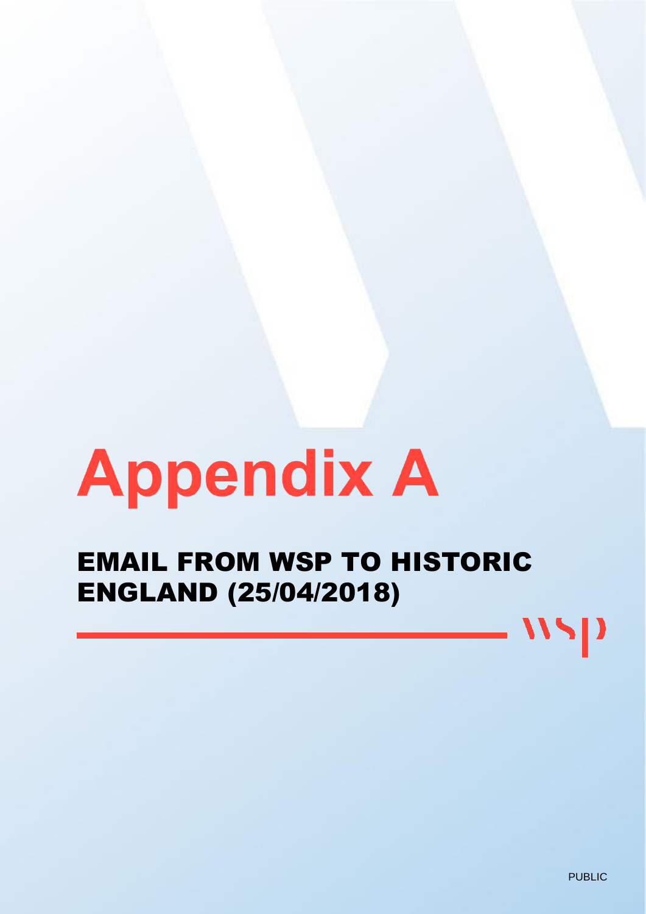# Appendix A

## EMAIL FROM WSP TO HISTORIC ENGLAND (25/04/2018)

PUBLIC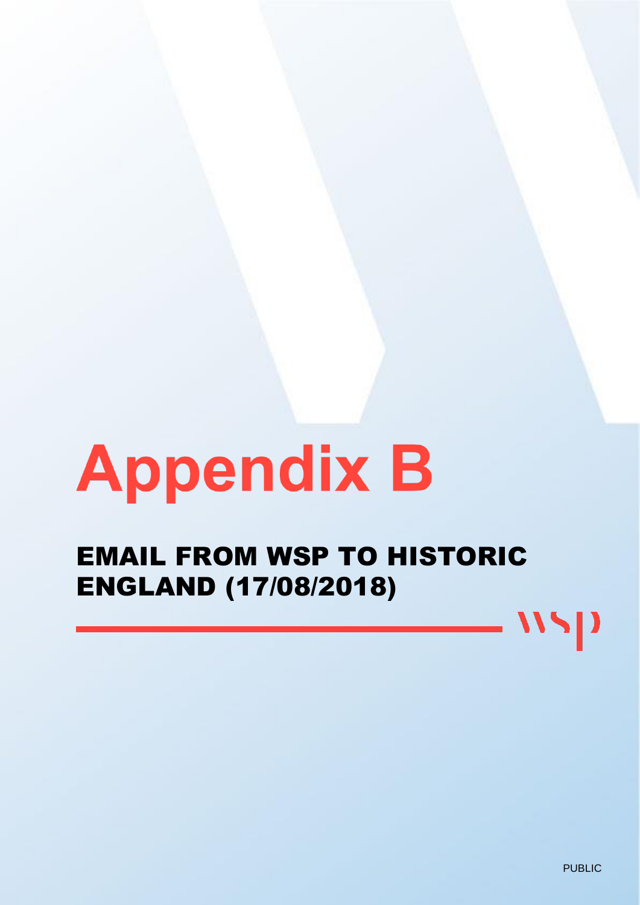# Appendix B

## EMAIL FROM WSP TO HISTORIC ENGLAND (17/08/2018)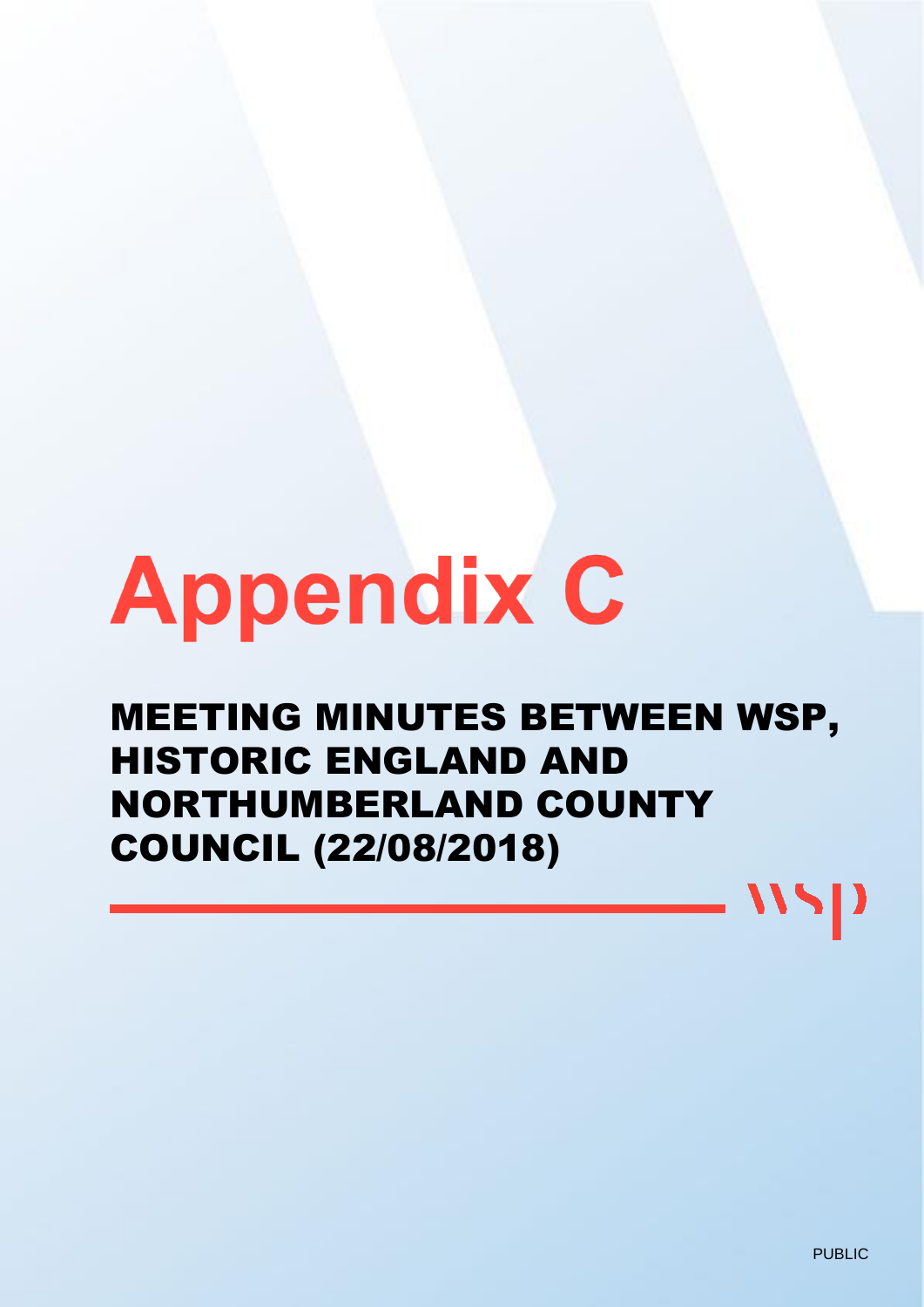# Appendix C

## MEETING MINUTES BETWEEN WSP, HISTORIC ENGLAND AND NORTHUMBERLAND COUNTY COUNCIL (22/08/2018)

PUBLIC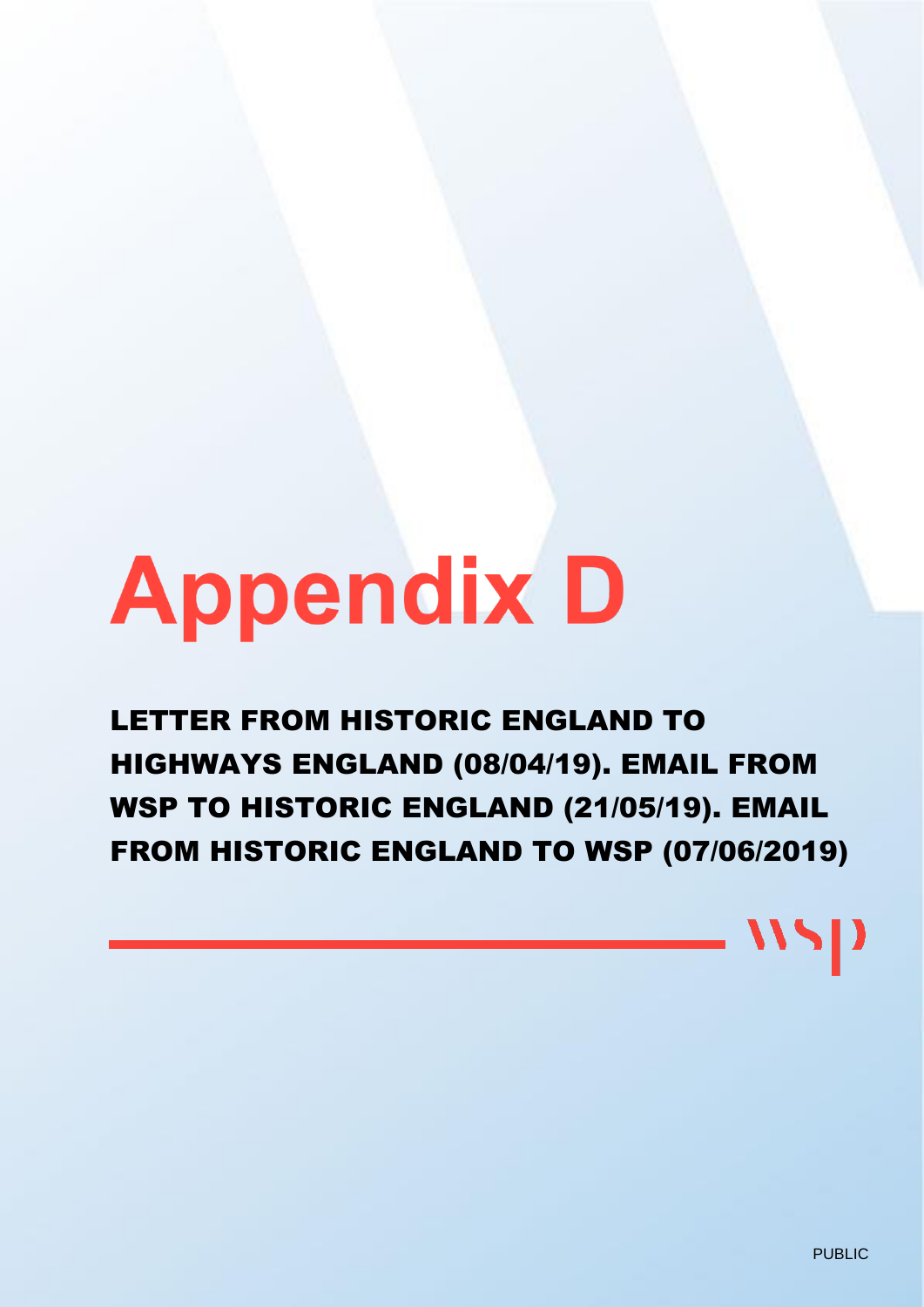# Appendix D

## LETTER FROM HISTORIC ENGLAND TO HIGHWAYS ENGLAND (08/04/19). EMAIL FROM WSP TO HISTORIC ENGLAND (21/05/19). EMAIL FROM HISTORIC ENGLAND TO WSP (07/06/2019)

PUBLIC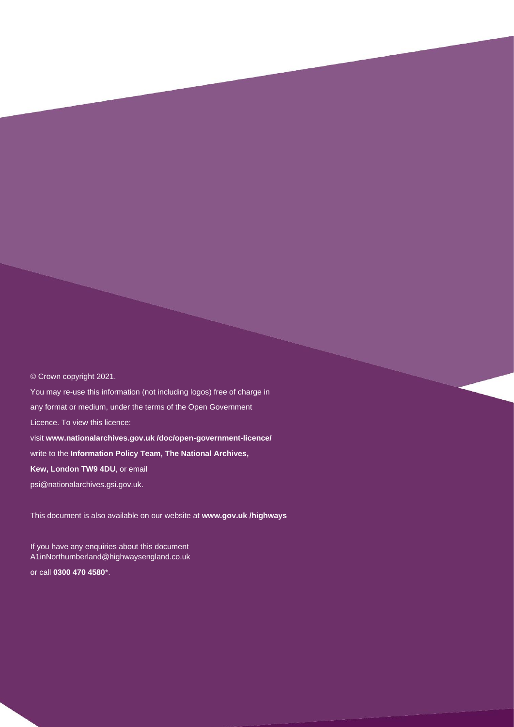© Crown copyright 2021.

You may re-use this information (not including logos) free of charge in any format or medium, under the terms of the Open Government Licence. To view this licence:

visit **www.nationalarchives.gov.uk /doc/open-government-licence/**

write to the **Information Policy Team, The National Archives, Kew, London TW9 4DU**, or email psi@nationalarchives.gsi.gov.uk.

This document is also available on our website at **www.gov.uk /highways**

If you have any enquiries about this document A1inNorthumberland@highwaysengland.co.uk

or call **0300 470 4580**\*.